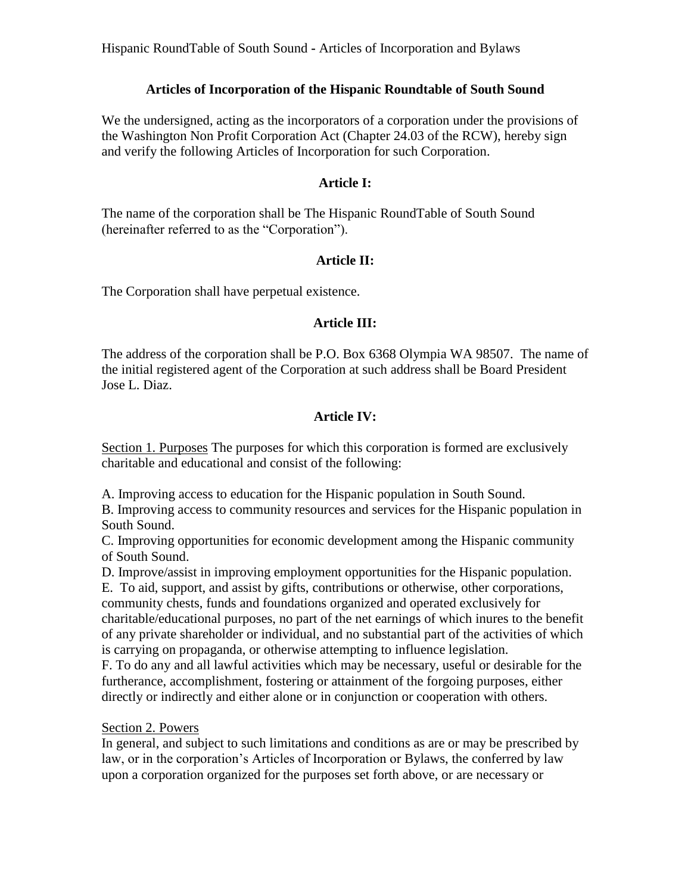# Articles of Incorporation of the Hispanic Roundtable of South Sound

We the undersigned, acting as the incorporators of a corporation under the provisions of the Washington Non Profit Corporation Act (Chapter 24.03 of the RCW), hereby sign and verify the following Articles of Incorporation for such Corporation.

## Article I:

The name of the corporation shall be The Hispanic RoundTable of South Sound (hereinafter referred to as the "Corporation").

## Article II:

The Corporation shall have perpetual existence.

## Article III:

The address of the corporation shall be P.O. Box 6368 Olympia WA 98507. The name of the initial registered agent of the Corporation at such address shall be Board President Jose L. Diaz.

## Article IV:

Section 1. Purposes The purposes for which this corporation is formed are exclusively charitable and educational and consist of the following:

A. Improving access to education for the Hispanic population in South Sound.
B. Improving access to community resources and services for the Hispanic population in South Sound.
C. Improving opportunities for economic development among the Hispanic community of South Sound.
D. Improve/assist in improving employment opportunities for the Hispanic population.
E. To aid, support, and assist by gifts, contributions or otherwise, other corporations, community chests, funds and foundations organized and operated exclusively for charitable/educational purposes, no part of the net earnings of which inures to the benefit of any private shareholder or individual, and no substantial part of the activities of which is carrying on propaganda, or otherwise attempting to influence legislation.
F. To do any and all lawful activities which may be necessary, useful or desirable for the furtherance, accomplishment, fostering or attainment of the forgoing purposes, either directly or indirectly and either alone or in conjunction or cooperation with others.

Section 2. Powers
In general, and subject to such limitations and conditions as are or may be prescribed by law, or in the corporation's Articles of Incorporation or Bylaws, the conferred by law upon a corporation organized for the purposes set forth above, or are necessary or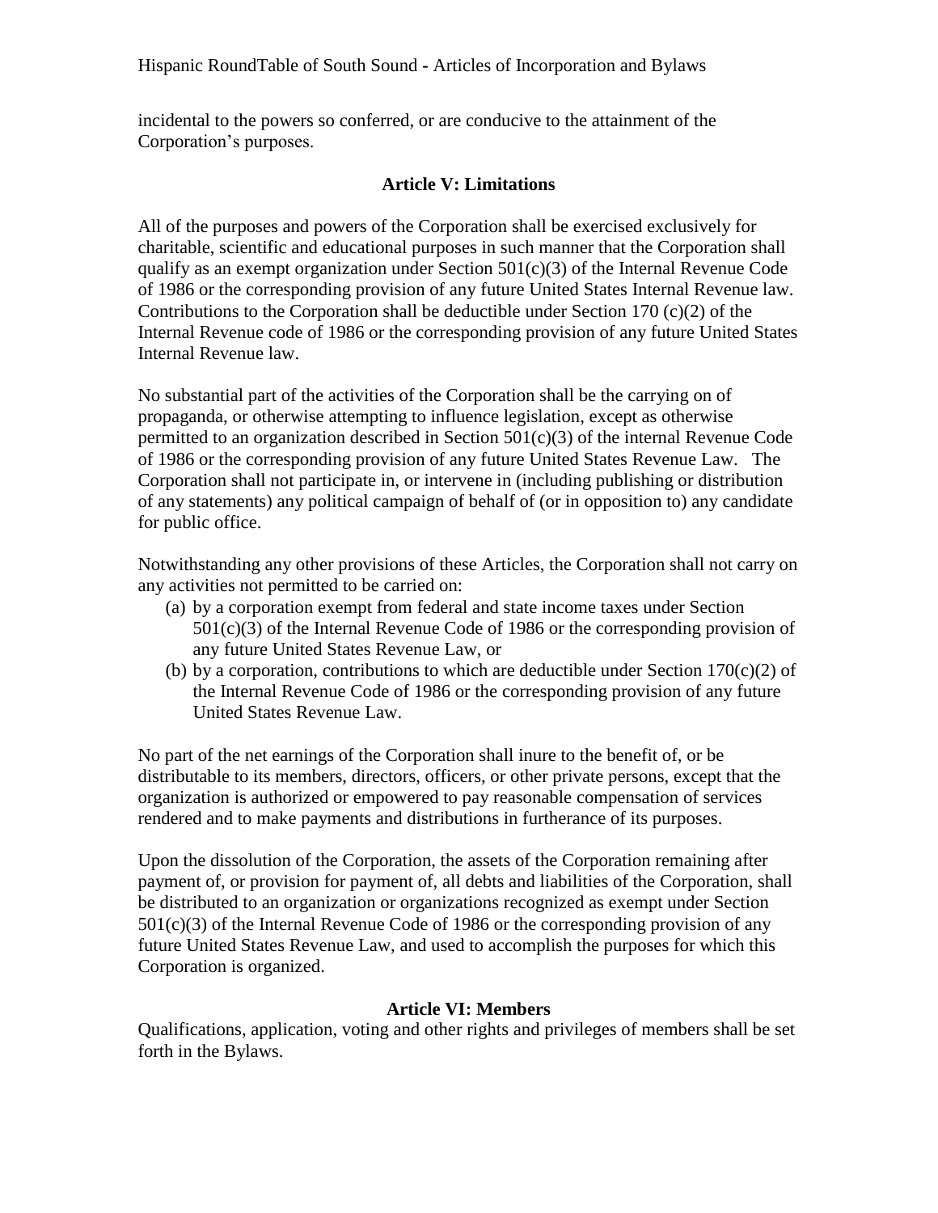incidental to the powers so conferred, or are conducive to the attainment of the Corporation's purposes.

## Article V: Limitations

All of the purposes and powers of the Corporation shall be exercised exclusively for charitable, scientific and educational purposes in such manner that the Corporation shall qualify as an exempt organization under Section 501(c)(3) of the Internal Revenue Code of 1986 or the corresponding provision of any future United States Internal Revenue law. Contributions to the Corporation shall be deductible under Section 170 (c)(2) of the Internal Revenue code of 1986 or the corresponding provision of any future United States Internal Revenue law.

No substantial part of the activities of the Corporation shall be the carrying on of propaganda, or otherwise attempting to influence legislation, except as otherwise permitted to an organization described in Section 501(c)(3) of the internal Revenue Code of 1986 or the corresponding provision of any future United States Revenue Law. The Corporation shall not participate in, or intervene in (including publishing or distribution of any statements) any political campaign of behalf of (or in opposition to) any candidate for public office.

Notwithstanding any other provisions of these Articles, the Corporation shall not carry on any activities not permitted to be carried on:

(a) by a corporation exempt from federal and state income taxes under Section 501(c)(3) of the Internal Revenue Code of 1986 or the corresponding provision of any future United States Revenue Law, or
(b) by a corporation, contributions to which are deductible under Section 170(c)(2) of the Internal Revenue Code of 1986 or the corresponding provision of any future United States Revenue Law.

No part of the net earnings of the Corporation shall inure to the benefit of, or be distributable to its members, directors, officers, or other private persons, except that the organization is authorized or empowered to pay reasonable compensation of services rendered and to make payments and distributions in furtherance of its purposes.

Upon the dissolution of the Corporation, the assets of the Corporation remaining after payment of, or provision for payment of, all debts and liabilities of the Corporation, shall be distributed to an organization or organizations recognized as exempt under Section 501(c)(3) of the Internal Revenue Code of 1986 or the corresponding provision of any future United States Revenue Law, and used to accomplish the purposes for which this Corporation is organized.

## Article VI: Members

Qualifications, application, voting and other rights and privileges of members shall be set forth in the Bylaws.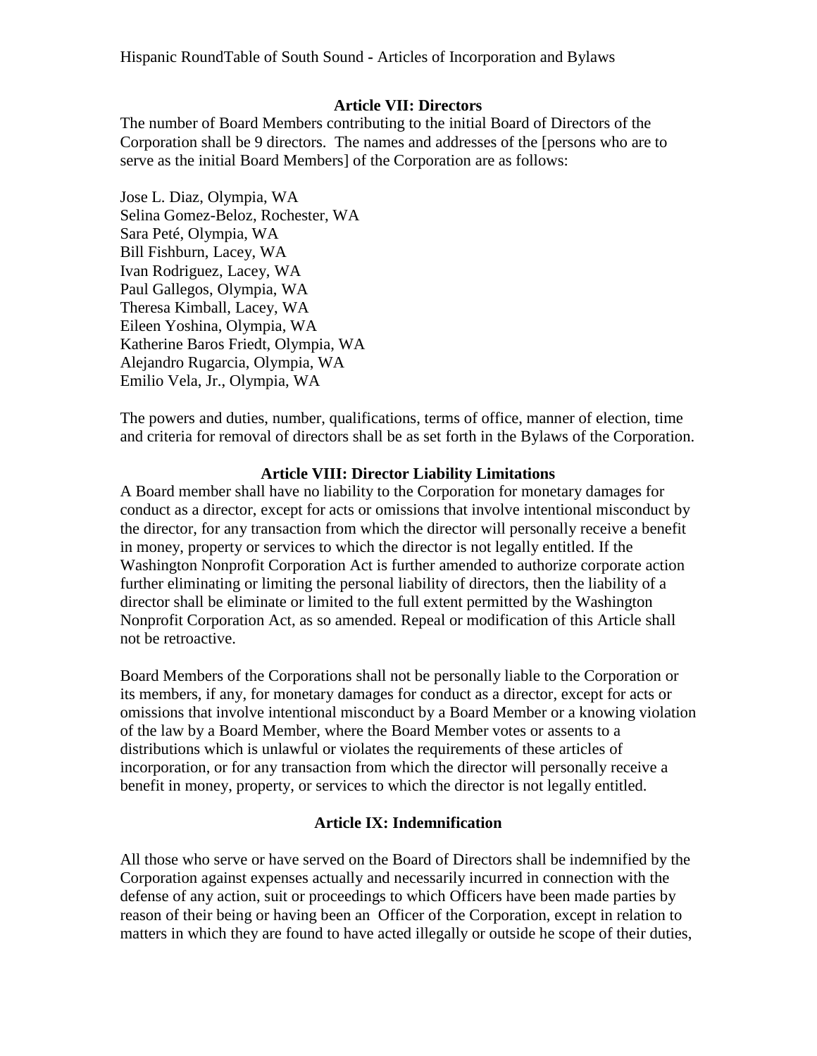## Article VII: Directors

The number of Board Members contributing to the initial Board of Directors of the Corporation shall be 9 directors. The names and addresses of the [persons who are to serve as the initial Board Members] of the Corporation are as follows:

Jose L. Diaz, Olympia, WA
Selina Gomez-Beloz, Rochester, WA
Sara Peté, Olympia, WA
Bill Fishburn, Lacey, WA
Ivan Rodriguez, Lacey, WA
Paul Gallegos, Olympia, WA
Theresa Kimball, Lacey, WA
Eileen Yoshina, Olympia, WA
Katherine Baros Friedt, Olympia, WA
Alejandro Rugarcia, Olympia, WA
Emilio Vela, Jr., Olympia, WA

The powers and duties, number, qualifications, terms of office, manner of election, time and criteria for removal of directors shall be as set forth in the Bylaws of the Corporation.

## Article VIII: Director Liability Limitations

A Board member shall have no liability to the Corporation for monetary damages for conduct as a director, except for acts or omissions that involve intentional misconduct by the director, for any transaction from which the director will personally receive a benefit in money, property or services to which the director is not legally entitled. If the Washington Nonprofit Corporation Act is further amended to authorize corporate action further eliminating or limiting the personal liability of directors, then the liability of a director shall be eliminate or limited to the full extent permitted by the Washington Nonprofit Corporation Act, as so amended. Repeal or modification of this Article shall not be retroactive.

Board Members of the Corporations shall not be personally liable to the Corporation or its members, if any, for monetary damages for conduct as a director, except for acts or omissions that involve intentional misconduct by a Board Member or a knowing violation of the law by a Board Member, where the Board Member votes or assents to a distributions which is unlawful or violates the requirements of these articles of incorporation, or for any transaction from which the director will personally receive a benefit in money, property, or services to which the director is not legally entitled.

## Article IX: Indemnification

All those who serve or have served on the Board of Directors shall be indemnified by the Corporation against expenses actually and necessarily incurred in connection with the defense of any action, suit or proceedings to which Officers have been made parties by reason of their being or having been an Officer of the Corporation, except in relation to matters in which they are found to have acted illegally or outside he scope of their duties,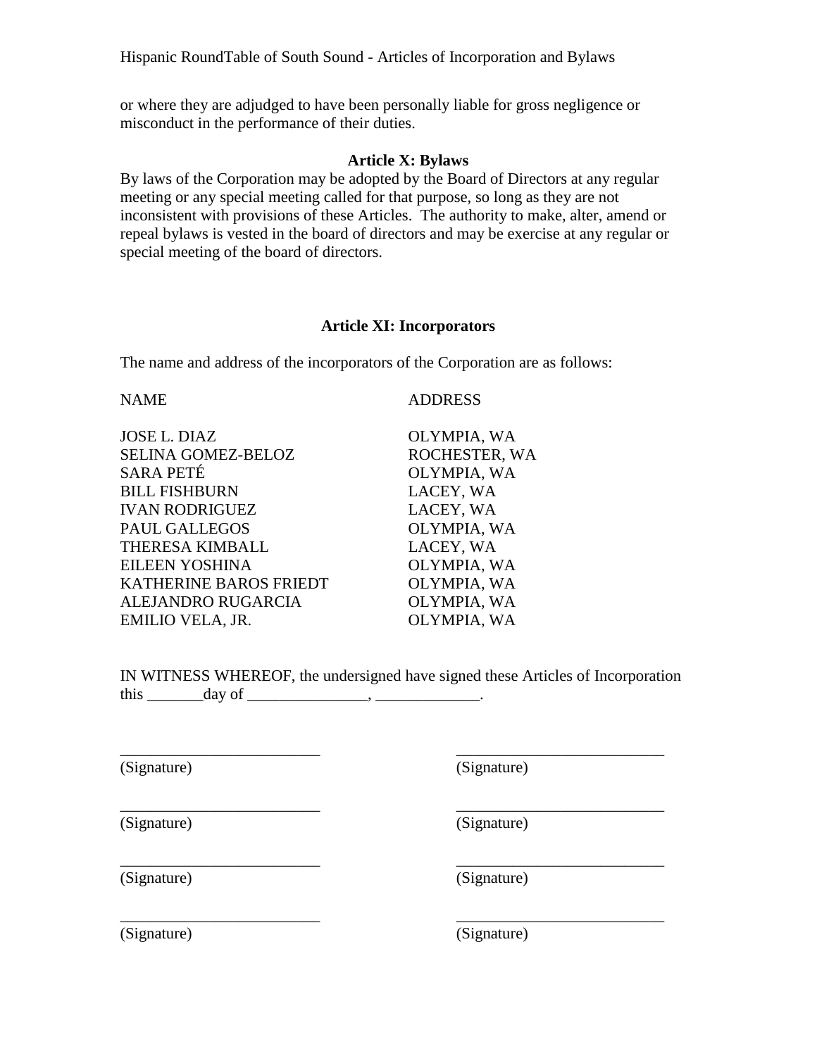or where they are adjudged to have been personally liable for gross negligence or misconduct in the performance of their duties.

### Article X: Bylaws

By laws of the Corporation may be adopted by the Board of Directors at any regular meeting or any special meeting called for that purpose, so long as they are not inconsistent with provisions of these Articles. The authority to make, alter, amend or repeal bylaws is vested in the board of directors and may be exercise at any regular or special meeting of the board of directors.

### Article XI: Incorporators

The name and address of the incorporators of the Corporation are as follows:

| NAME | ADDRESS |
| --- | --- |
| JOSE L. DIAZ | OLYMPIA, WA |
| SELINA GOMEZ-BELOZ | ROCHESTER, WA |
| SARA PETÉ | OLYMPIA, WA |
| BILL FISHBURN | LACEY, WA |
| IVAN RODRIGUEZ | LACEY, WA |
| PAUL GALLEGOS | OLYMPIA, WA |
| THERESA KIMBALL | LACEY, WA |
| EILEEN YOSHINA | OLYMPIA, WA |
| KATHERINE BAROS FRIEDT | OLYMPIA, WA |
| ALEJANDRO RUGARCIA | OLYMPIA, WA |
| EMILIO VELA, JR. | OLYMPIA, WA |

IN WITNESS WHEREOF, the undersigned have signed these Articles of Incorporation this _______day of _______________, _____________.

_________________________ (Signature)

_________________________ (Signature)

_________________________ (Signature)

_________________________ (Signature)

_________________________ (Signature)

_________________________ (Signature)

_________________________ (Signature)

_________________________ (Signature)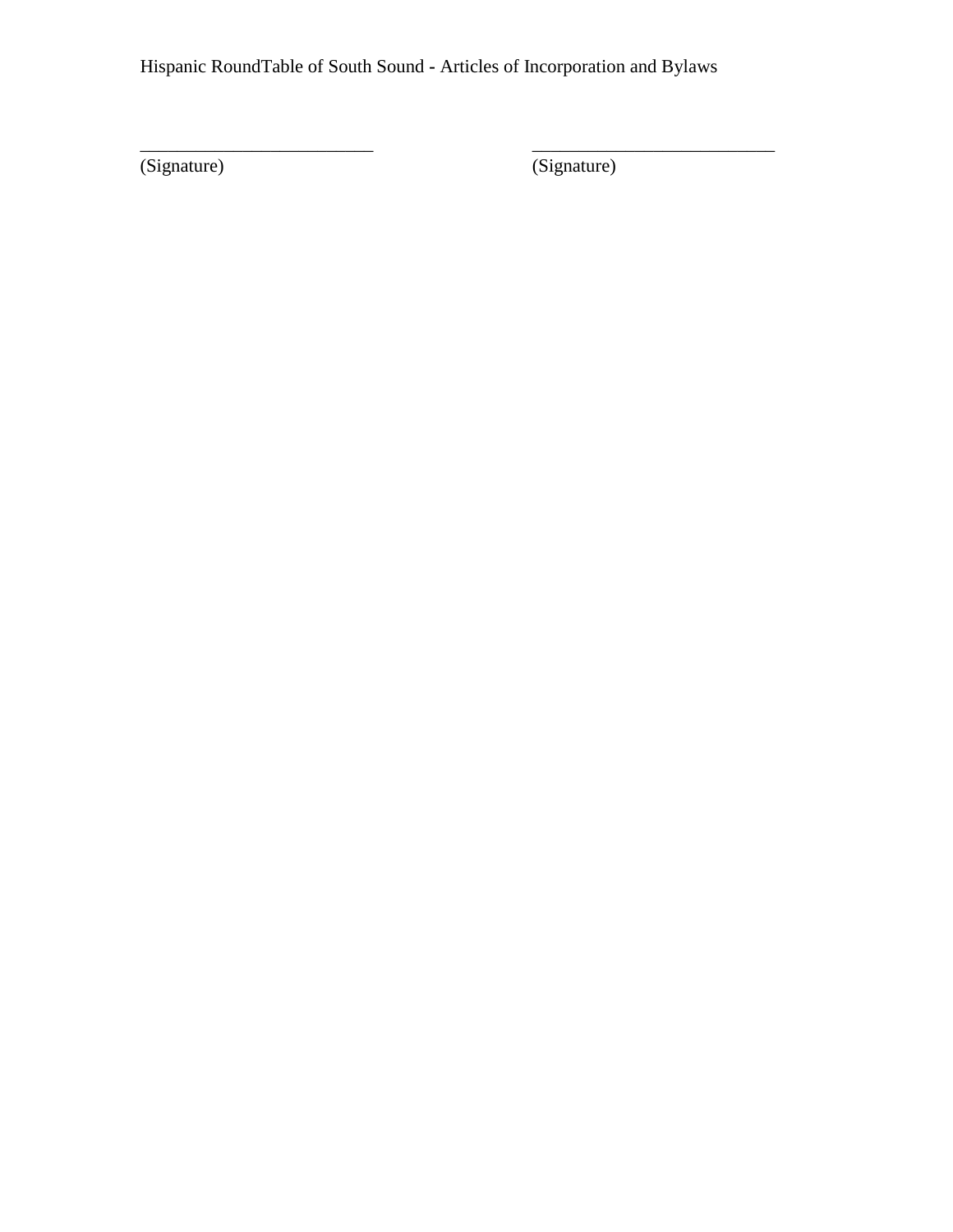\_\_\_\_\_\_\_\_\_\_\_\_\_\_\_\_\_\_\_\_\_\_\_\_\_\_ \_\_\_\_\_\_\_\_\_\_\_\_\_\_\_\_\_\_\_\_\_\_\_\_\_\_\_

(Signature) (Signature)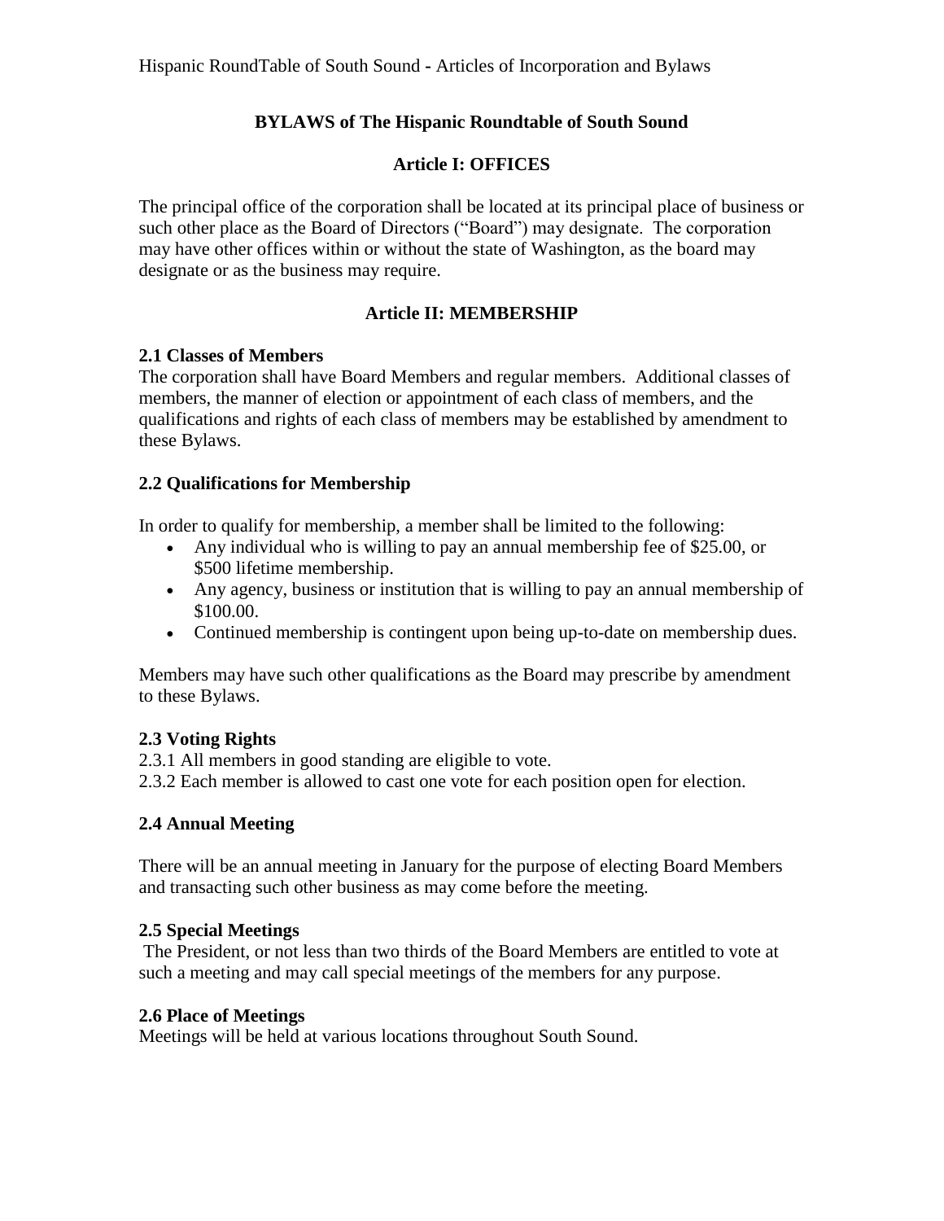**BYLAWS of The Hispanic Roundtable of South Sound**

## Article I: OFFICES

The principal office of the corporation shall be located at its principal place of business or such other place as the Board of Directors ("Board") may designate. The corporation may have other offices within or without the state of Washington, as the board may designate or as the business may require.

## Article II: MEMBERSHIP

**2.1 Classes of Members**

The corporation shall have Board Members and regular members. Additional classes of members, the manner of election or appointment of each class of members, and the qualifications and rights of each class of members may be established by amendment to these Bylaws.

**2.2 Qualifications for Membership**

In order to qualify for membership, a member shall be limited to the following:

- Any individual who is willing to pay an annual membership fee of $25.00, or $500 lifetime membership.
- Any agency, business or institution that is willing to pay an annual membership of $100.00.
- Continued membership is contingent upon being up-to-date on membership dues.

Members may have such other qualifications as the Board may prescribe by amendment to these Bylaws.

**2.3 Voting Rights**

2.3.1 All members in good standing are eligible to vote.
2.3.2 Each member is allowed to cast one vote for each position open for election.

**2.4 Annual Meeting**

There will be an annual meeting in January for the purpose of electing Board Members and transacting such other business as may come before the meeting.

**2.5 Special Meetings**

The President, or not less than two thirds of the Board Members are entitled to vote at such a meeting and may call special meetings of the members for any purpose.

**2.6 Place of Meetings**

Meetings will be held at various locations throughout South Sound.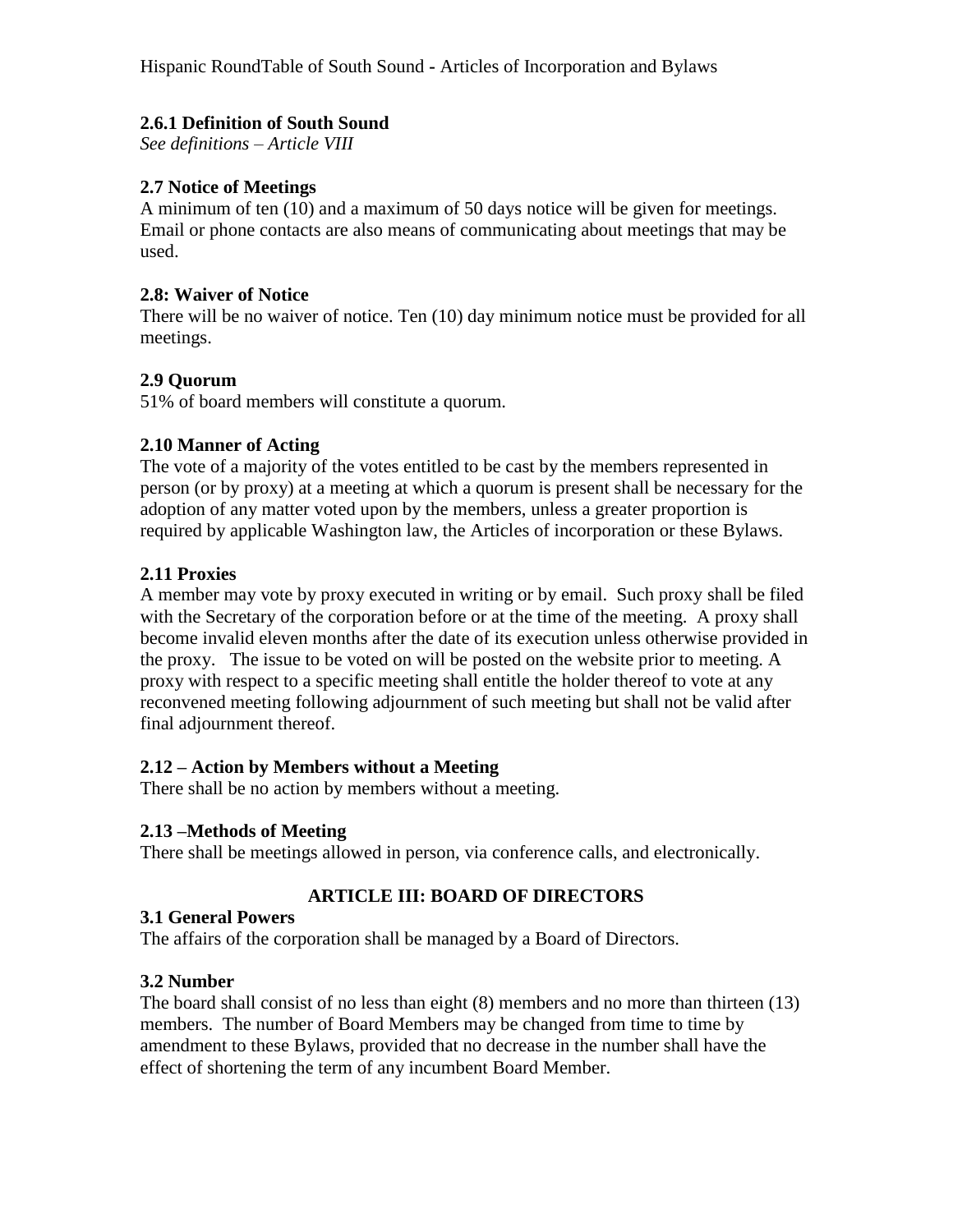### 2.6.1 Definition of South Sound

*See definitions – Article VIII*

### 2.7 Notice of Meetings

A minimum of ten (10) and a maximum of 50 days notice will be given for meetings. Email or phone contacts are also means of communicating about meetings that may be used.

### 2.8: Waiver of Notice

There will be no waiver of notice. Ten (10) day minimum notice must be provided for all meetings.

### 2.9 Quorum

51% of board members will constitute a quorum.

### 2.10 Manner of Acting

The vote of a majority of the votes entitled to be cast by the members represented in person (or by proxy) at a meeting at which a quorum is present shall be necessary for the adoption of any matter voted upon by the members, unless a greater proportion is required by applicable Washington law, the Articles of incorporation or these Bylaws.

### 2.11 Proxies

A member may vote by proxy executed in writing or by email. Such proxy shall be filed with the Secretary of the corporation before or at the time of the meeting. A proxy shall become invalid eleven months after the date of its execution unless otherwise provided in the proxy. The issue to be voted on will be posted on the website prior to meeting. A proxy with respect to a specific meeting shall entitle the holder thereof to vote at any reconvened meeting following adjournment of such meeting but shall not be valid after final adjournment thereof.

### 2.12 – Action by Members without a Meeting

There shall be no action by members without a meeting.

### 2.13 –Methods of Meeting

There shall be meetings allowed in person, via conference calls, and electronically.

## ARTICLE III: BOARD OF DIRECTORS

### 3.1 General Powers

The affairs of the corporation shall be managed by a Board of Directors.

### 3.2 Number

The board shall consist of no less than eight (8) members and no more than thirteen (13) members. The number of Board Members may be changed from time to time by amendment to these Bylaws, provided that no decrease in the number shall have the effect of shortening the term of any incumbent Board Member.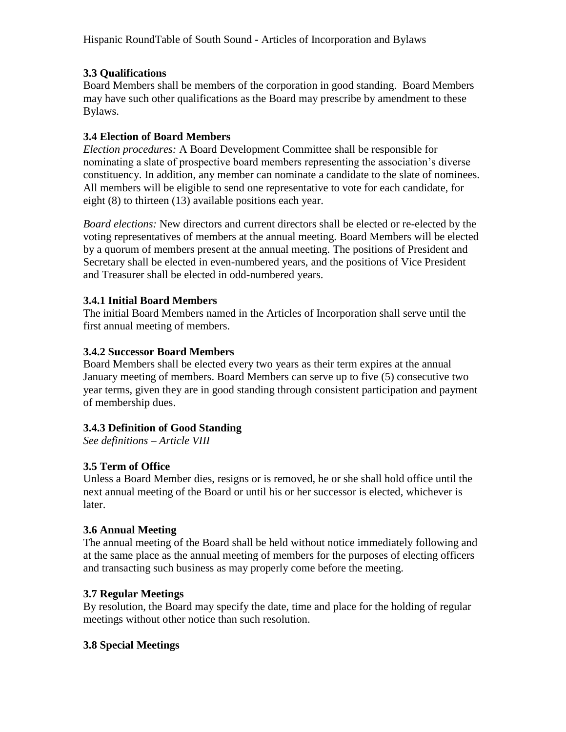### 3.3 Qualifications

Board Members shall be members of the corporation in good standing. Board Members may have such other qualifications as the Board may prescribe by amendment to these Bylaws.

### 3.4 Election of Board Members

*Election procedures:* A Board Development Committee shall be responsible for nominating a slate of prospective board members representing the association's diverse constituency. In addition, any member can nominate a candidate to the slate of nominees. All members will be eligible to send one representative to vote for each candidate, for eight (8) to thirteen (13) available positions each year.

*Board elections:* New directors and current directors shall be elected or re-elected by the voting representatives of members at the annual meeting. Board Members will be elected by a quorum of members present at the annual meeting. The positions of President and Secretary shall be elected in even-numbered years, and the positions of Vice President and Treasurer shall be elected in odd-numbered years.

### 3.4.1 Initial Board Members

The initial Board Members named in the Articles of Incorporation shall serve until the first annual meeting of members.

### 3.4.2 Successor Board Members

Board Members shall be elected every two years as their term expires at the annual January meeting of members. Board Members can serve up to five (5) consecutive two year terms, given they are in good standing through consistent participation and payment of membership dues.

### 3.4.3 Definition of Good Standing

*See definitions – Article VIII*

### 3.5 Term of Office

Unless a Board Member dies, resigns or is removed, he or she shall hold office until the next annual meeting of the Board or until his or her successor is elected, whichever is later.

### 3.6 Annual Meeting

The annual meeting of the Board shall be held without notice immediately following and at the same place as the annual meeting of members for the purposes of electing officers and transacting such business as may properly come before the meeting.

### 3.7 Regular Meetings

By resolution, the Board may specify the date, time and place for the holding of regular meetings without other notice than such resolution.

### 3.8 Special Meetings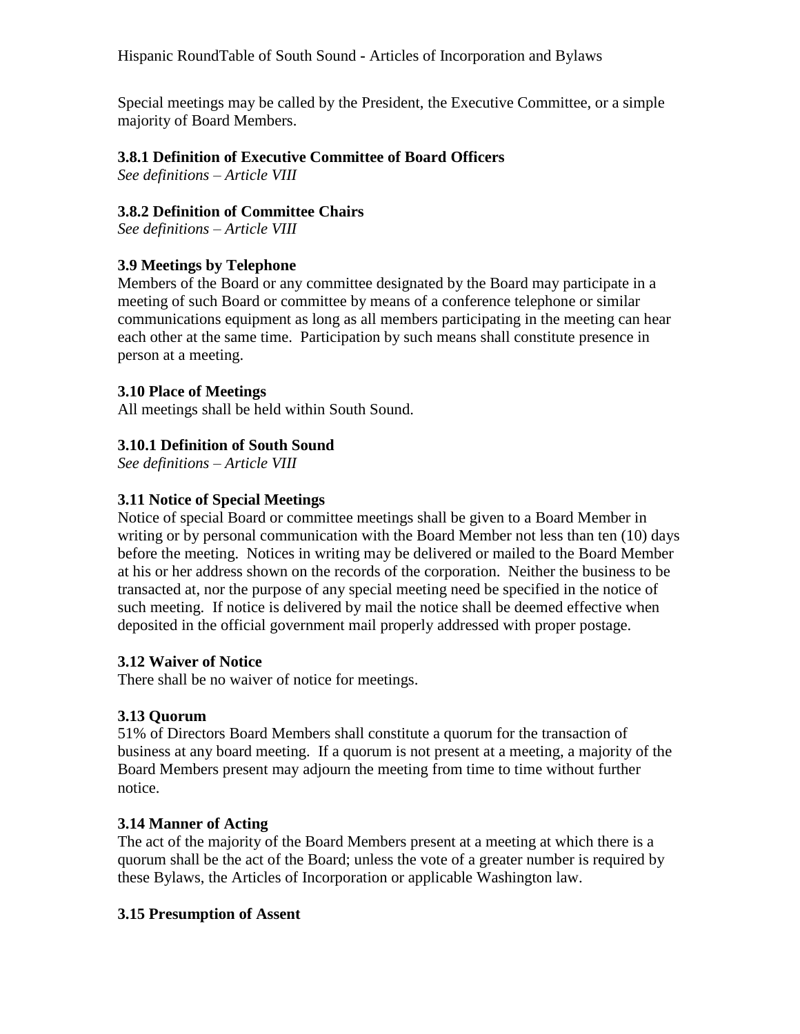Special meetings may be called by the President, the Executive Committee, or a simple majority of Board Members.

### 3.8.1 Definition of Executive Committee of Board Officers

*See definitions – Article VIII*

### 3.8.2 Definition of Committee Chairs

*See definitions – Article VIII*

### 3.9 Meetings by Telephone

Members of the Board or any committee designated by the Board may participate in a meeting of such Board or committee by means of a conference telephone or similar communications equipment as long as all members participating in the meeting can hear each other at the same time. Participation by such means shall constitute presence in person at a meeting.

### 3.10 Place of Meetings

All meetings shall be held within South Sound.

### 3.10.1 Definition of South Sound

*See definitions – Article VIII*

### 3.11 Notice of Special Meetings

Notice of special Board or committee meetings shall be given to a Board Member in writing or by personal communication with the Board Member not less than ten (10) days before the meeting. Notices in writing may be delivered or mailed to the Board Member at his or her address shown on the records of the corporation. Neither the business to be transacted at, nor the purpose of any special meeting need be specified in the notice of such meeting. If notice is delivered by mail the notice shall be deemed effective when deposited in the official government mail properly addressed with proper postage.

### 3.12 Waiver of Notice

There shall be no waiver of notice for meetings.

### 3.13 Quorum

51% of Directors Board Members shall constitute a quorum for the transaction of business at any board meeting. If a quorum is not present at a meeting, a majority of the Board Members present may adjourn the meeting from time to time without further notice.

### 3.14 Manner of Acting

The act of the majority of the Board Members present at a meeting at which there is a quorum shall be the act of the Board; unless the vote of a greater number is required by these Bylaws, the Articles of Incorporation or applicable Washington law.

### 3.15 Presumption of Assent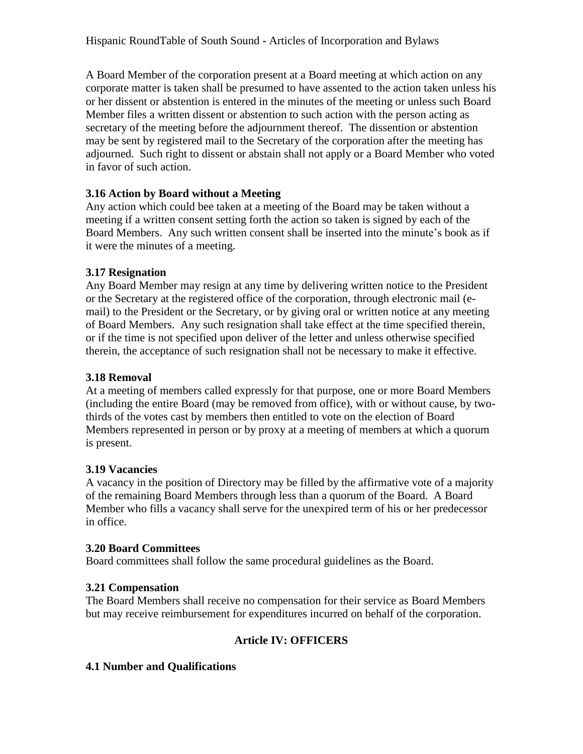A Board Member of the corporation present at a Board meeting at which action on any corporate matter is taken shall be presumed to have assented to the action taken unless his or her dissent or abstention is entered in the minutes of the meeting or unless such Board Member files a written dissent or abstention to such action with the person acting as secretary of the meeting before the adjournment thereof. The dissention or abstention may be sent by registered mail to the Secretary of the corporation after the meeting has adjourned. Such right to dissent or abstain shall not apply or a Board Member who voted in favor of such action.

**3.16 Action by Board without a Meeting**

Any action which could bee taken at a meeting of the Board may be taken without a meeting if a written consent setting forth the action so taken is signed by each of the Board Members. Any such written consent shall be inserted into the minute's book as if it were the minutes of a meeting.

**3.17 Resignation**

Any Board Member may resign at any time by delivering written notice to the President or the Secretary at the registered office of the corporation, through electronic mail (e-mail) to the President or the Secretary, or by giving oral or written notice at any meeting of Board Members. Any such resignation shall take effect at the time specified therein, or if the time is not specified upon deliver of the letter and unless otherwise specified therein, the acceptance of such resignation shall not be necessary to make it effective.

**3.18 Removal**

At a meeting of members called expressly for that purpose, one or more Board Members (including the entire Board (may be removed from office), with or without cause, by two-thirds of the votes cast by members then entitled to vote on the election of Board Members represented in person or by proxy at a meeting of members at which a quorum is present.

**3.19 Vacancies**

A vacancy in the position of Directory may be filled by the affirmative vote of a majority of the remaining Board Members through less than a quorum of the Board. A Board Member who fills a vacancy shall serve for the unexpired term of his or her predecessor in office.

**3.20 Board Committees**

Board committees shall follow the same procedural guidelines as the Board.

**3.21 Compensation**

The Board Members shall receive no compensation for their service as Board Members but may receive reimbursement for expenditures incurred on behalf of the corporation.

## Article IV: OFFICERS

**4.1 Number and Qualifications**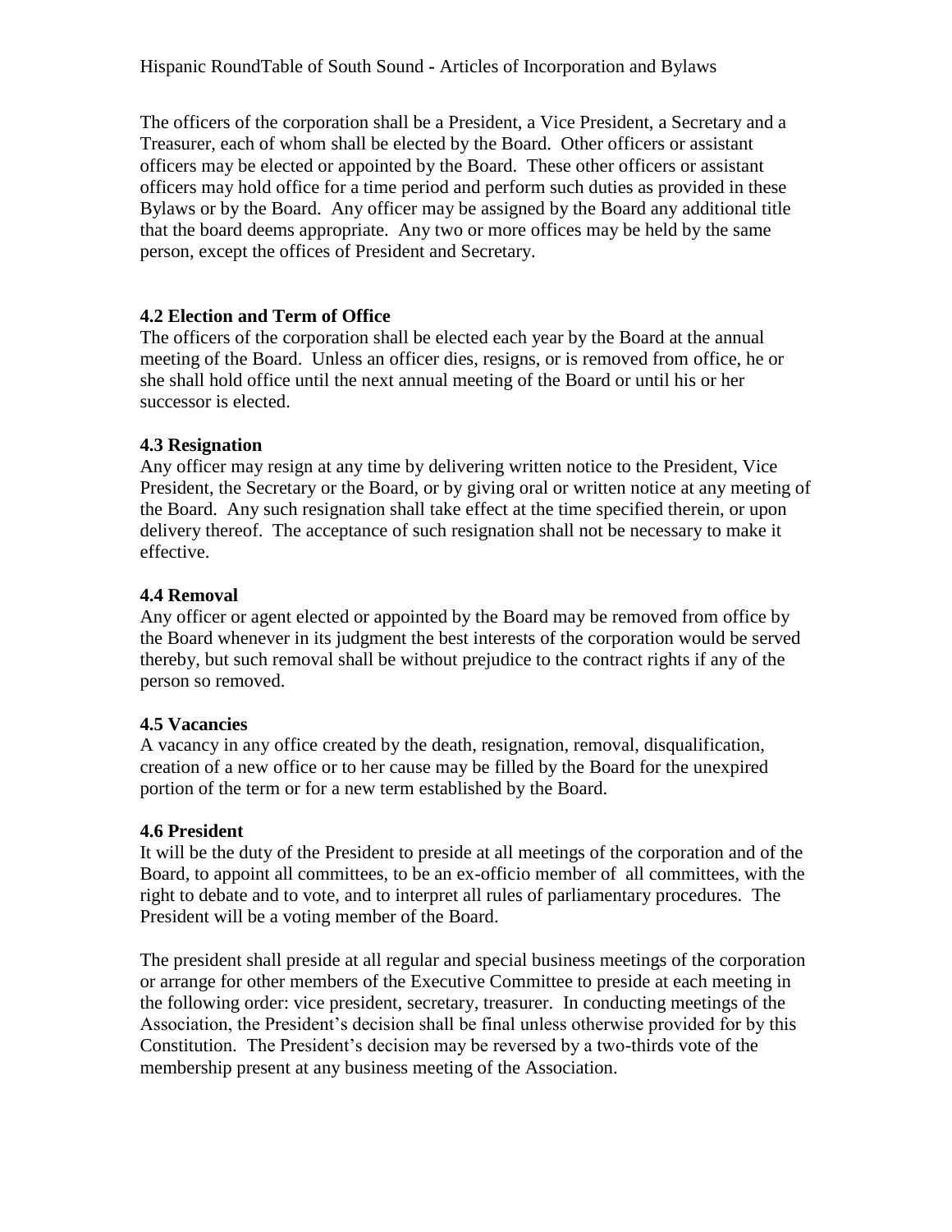The officers of the corporation shall be a President, a Vice President, a Secretary and a Treasurer, each of whom shall be elected by the Board. Other officers or assistant officers may be elected or appointed by the Board. These other officers or assistant officers may hold office for a time period and perform such duties as provided in these Bylaws or by the Board. Any officer may be assigned by the Board any additional title that the board deems appropriate. Any two or more offices may be held by the same person, except the offices of President and Secretary.

**4.2 Election and Term of Office**
The officers of the corporation shall be elected each year by the Board at the annual meeting of the Board. Unless an officer dies, resigns, or is removed from office, he or she shall hold office until the next annual meeting of the Board or until his or her successor is elected.

**4.3 Resignation**
Any officer may resign at any time by delivering written notice to the President, Vice President, the Secretary or the Board, or by giving oral or written notice at any meeting of the Board. Any such resignation shall take effect at the time specified therein, or upon delivery thereof. The acceptance of such resignation shall not be necessary to make it effective.

**4.4 Removal**
Any officer or agent elected or appointed by the Board may be removed from office by the Board whenever in its judgment the best interests of the corporation would be served thereby, but such removal shall be without prejudice to the contract rights if any of the person so removed.

**4.5 Vacancies**
A vacancy in any office created by the death, resignation, removal, disqualification, creation of a new office or to her cause may be filled by the Board for the unexpired portion of the term or for a new term established by the Board.

**4.6 President**
It will be the duty of the President to preside at all meetings of the corporation and of the Board, to appoint all committees, to be an ex-officio member of all committees, with the right to debate and to vote, and to interpret all rules of parliamentary procedures. The President will be a voting member of the Board.

The president shall preside at all regular and special business meetings of the corporation or arrange for other members of the Executive Committee to preside at each meeting in the following order: vice president, secretary, treasurer. In conducting meetings of the Association, the President's decision shall be final unless otherwise provided for by this Constitution. The President's decision may be reversed by a two-thirds vote of the membership present at any business meeting of the Association.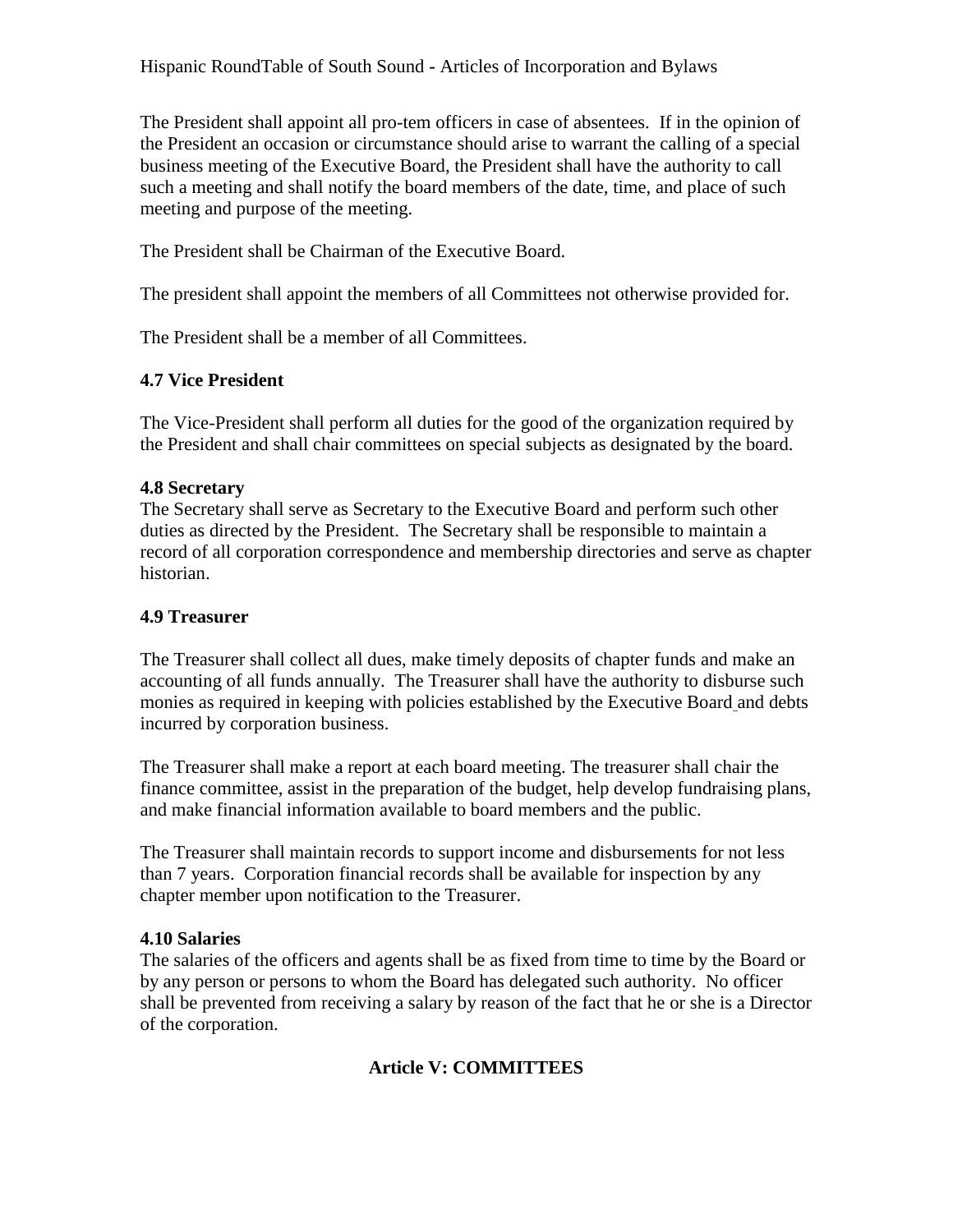The President shall appoint all pro-tem officers in case of absentees. If in the opinion of the President an occasion or circumstance should arise to warrant the calling of a special business meeting of the Executive Board, the President shall have the authority to call such a meeting and shall notify the board members of the date, time, and place of such meeting and purpose of the meeting.

The President shall be Chairman of the Executive Board.

The president shall appoint the members of all Committees not otherwise provided for.

The President shall be a member of all Committees.

### 4.7 Vice President

The Vice-President shall perform all duties for the good of the organization required by the President and shall chair committees on special subjects as designated by the board.

### 4.8 Secretary

The Secretary shall serve as Secretary to the Executive Board and perform such other duties as directed by the President. The Secretary shall be responsible to maintain a record of all corporation correspondence and membership directories and serve as chapter historian.

### 4.9 Treasurer

The Treasurer shall collect all dues, make timely deposits of chapter funds and make an accounting of all funds annually. The Treasurer shall have the authority to disburse such monies as required in keeping with policies established by the Executive Board and debts incurred by corporation business.

The Treasurer shall make a report at each board meeting. The treasurer shall chair the finance committee, assist in the preparation of the budget, help develop fundraising plans, and make financial information available to board members and the public.

The Treasurer shall maintain records to support income and disbursements for not less than 7 years. Corporation financial records shall be available for inspection by any chapter member upon notification to the Treasurer.

### 4.10 Salaries

The salaries of the officers and agents shall be as fixed from time to time by the Board or by any person or persons to whom the Board has delegated such authority. No officer shall be prevented from receiving a salary by reason of the fact that he or she is a Director of the corporation.

## Article V: COMMITTEES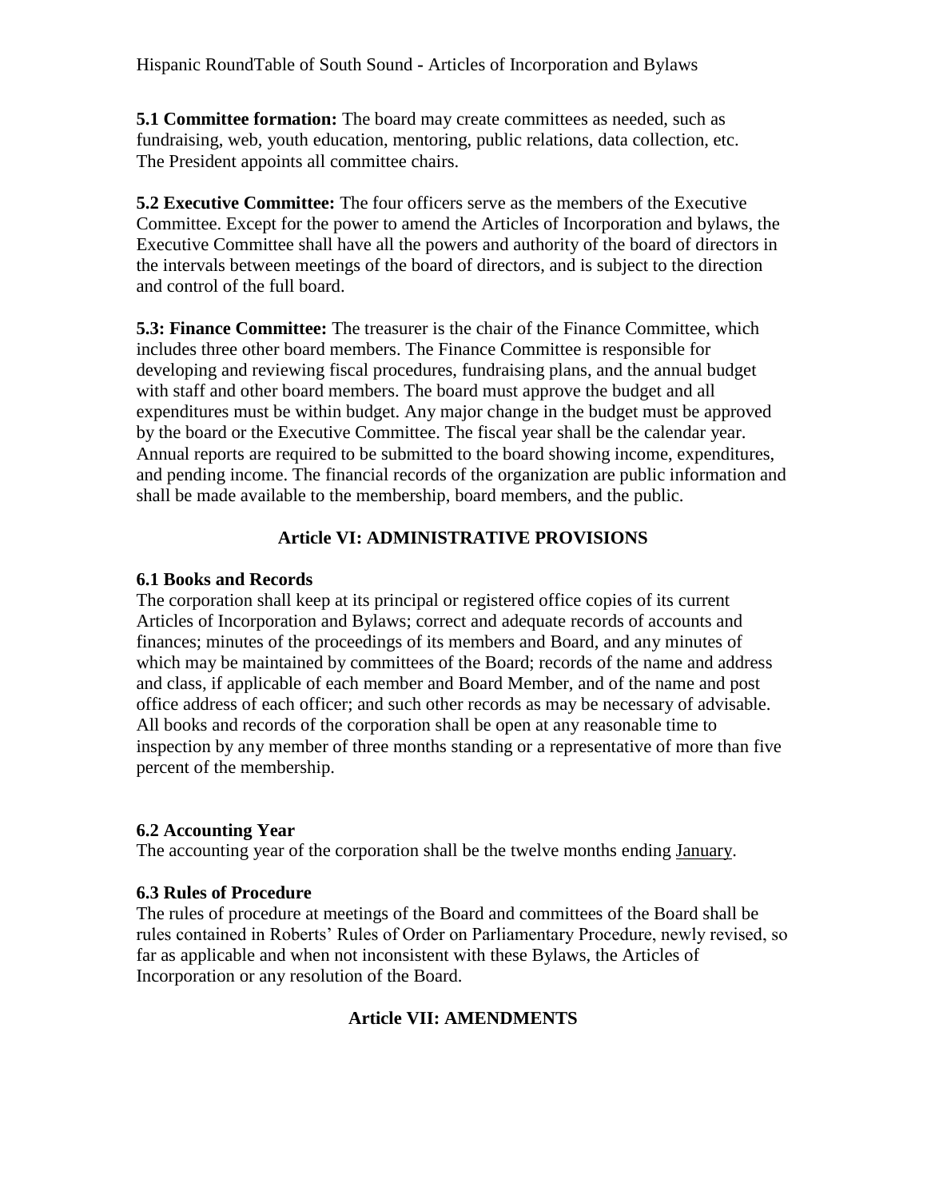**5.1 Committee formation:** The board may create committees as needed, such as fundraising, web, youth education, mentoring, public relations, data collection, etc. The President appoints all committee chairs.

**5.2 Executive Committee:** The four officers serve as the members of the Executive Committee. Except for the power to amend the Articles of Incorporation and bylaws, the Executive Committee shall have all the powers and authority of the board of directors in the intervals between meetings of the board of directors, and is subject to the direction and control of the full board.

**5.3: Finance Committee:** The treasurer is the chair of the Finance Committee, which includes three other board members. The Finance Committee is responsible for developing and reviewing fiscal procedures, fundraising plans, and the annual budget with staff and other board members. The board must approve the budget and all expenditures must be within budget. Any major change in the budget must be approved by the board or the Executive Committee. The fiscal year shall be the calendar year. Annual reports are required to be submitted to the board showing income, expenditures, and pending income. The financial records of the organization are public information and shall be made available to the membership, board members, and the public.

## Article VI: ADMINISTRATIVE PROVISIONS

### 6.1 Books and Records

The corporation shall keep at its principal or registered office copies of its current Articles of Incorporation and Bylaws; correct and adequate records of accounts and finances; minutes of the proceedings of its members and Board, and any minutes of which may be maintained by committees of the Board; records of the name and address and class, if applicable of each member and Board Member, and of the name and post office address of each officer; and such other records as may be necessary of advisable. All books and records of the corporation shall be open at any reasonable time to inspection by any member of three months standing or a representative of more than five percent of the membership.

### 6.2 Accounting Year

The accounting year of the corporation shall be the twelve months ending January.

### 6.3 Rules of Procedure

The rules of procedure at meetings of the Board and committees of the Board shall be rules contained in Roberts' Rules of Order on Parliamentary Procedure, newly revised, so far as applicable and when not inconsistent with these Bylaws, the Articles of Incorporation or any resolution of the Board.

## Article VII: AMENDMENTS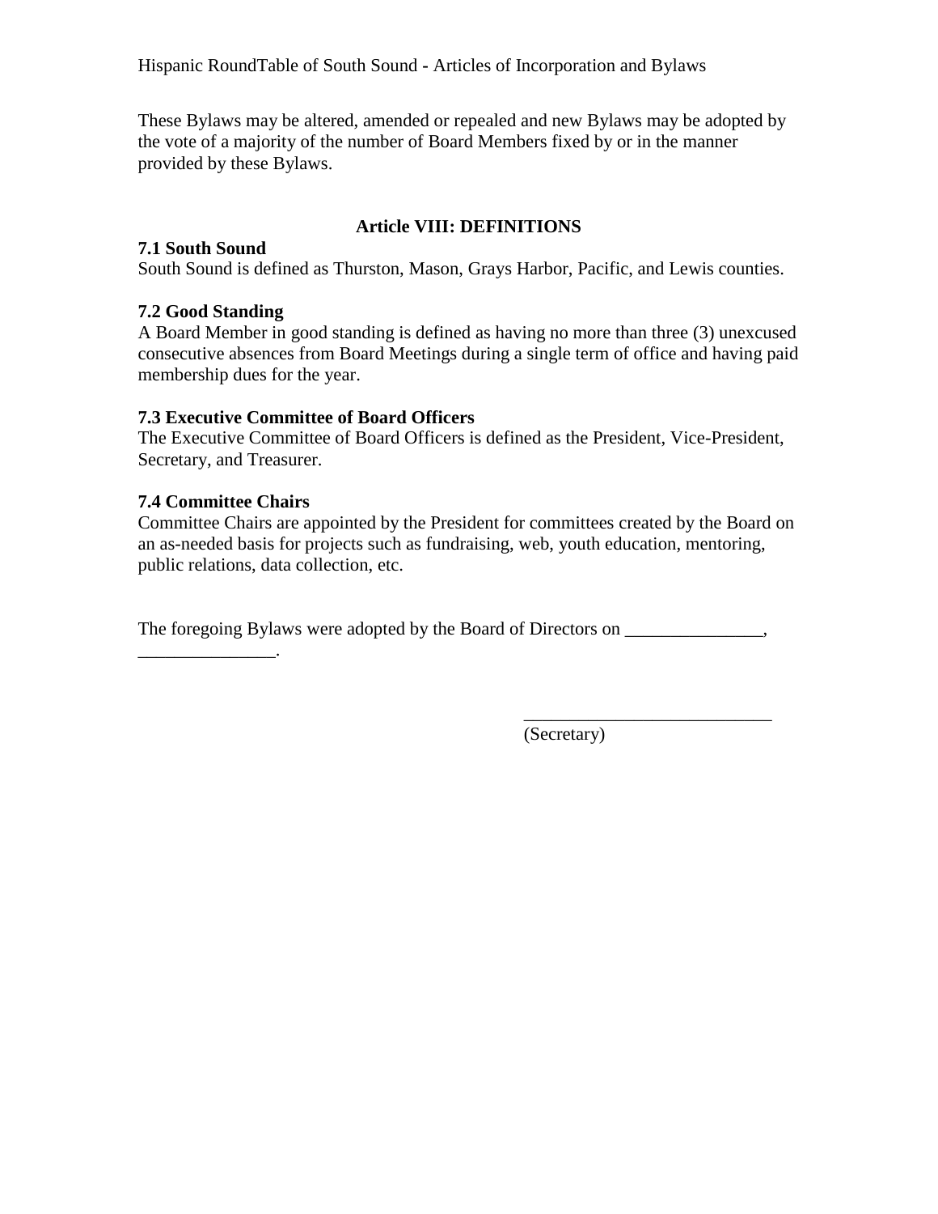These Bylaws may be altered, amended or repealed and new Bylaws may be adopted by the vote of a majority of the number of Board Members fixed by or in the manner provided by these Bylaws.

## Article VIII: DEFINITIONS

**7.1 South Sound**
South Sound is defined as Thurston, Mason, Grays Harbor, Pacific, and Lewis counties.

**7.2 Good Standing**
A Board Member in good standing is defined as having no more than three (3) unexcused consecutive absences from Board Meetings during a single term of office and having paid membership dues for the year.

**7.3 Executive Committee of Board Officers**
The Executive Committee of Board Officers is defined as the President, Vice-President, Secretary, and Treasurer.

**7.4 Committee Chairs**
Committee Chairs are appointed by the President for committees created by the Board on an as-needed basis for projects such as fundraising, web, youth education, mentoring, public relations, data collection, etc.

The foregoing Bylaws were adopted by the Board of Directors on _______________, _______________.

___________________________
(Secretary)